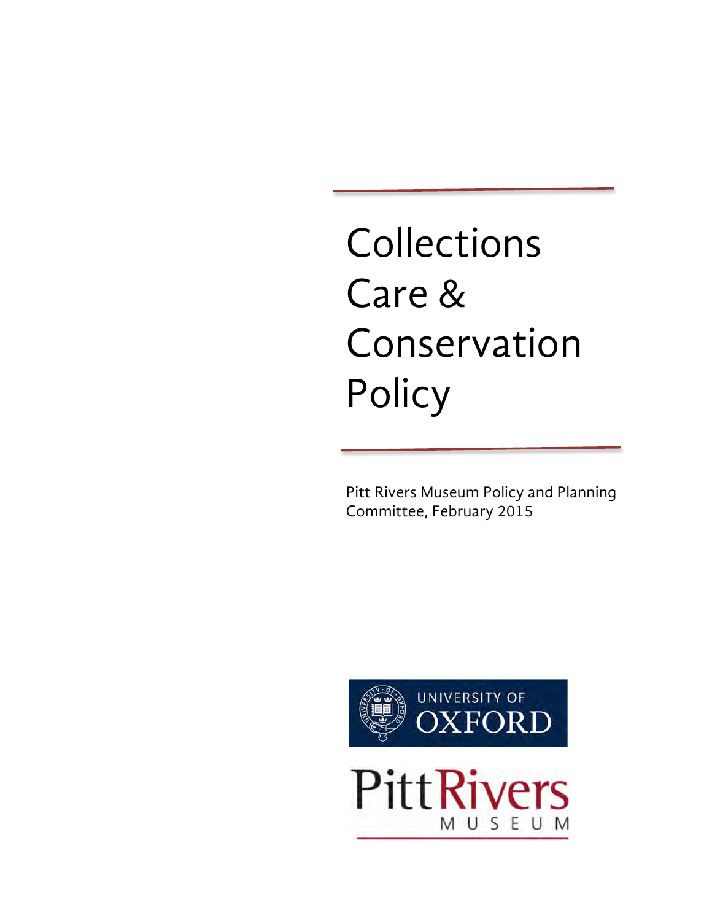# Collections Care & Conservation Policy

Pitt Rivers Museum Policy and Planning Committee, February 2015

UNIVERSITY OF OXFORD

Pitt Rivers MUSEUM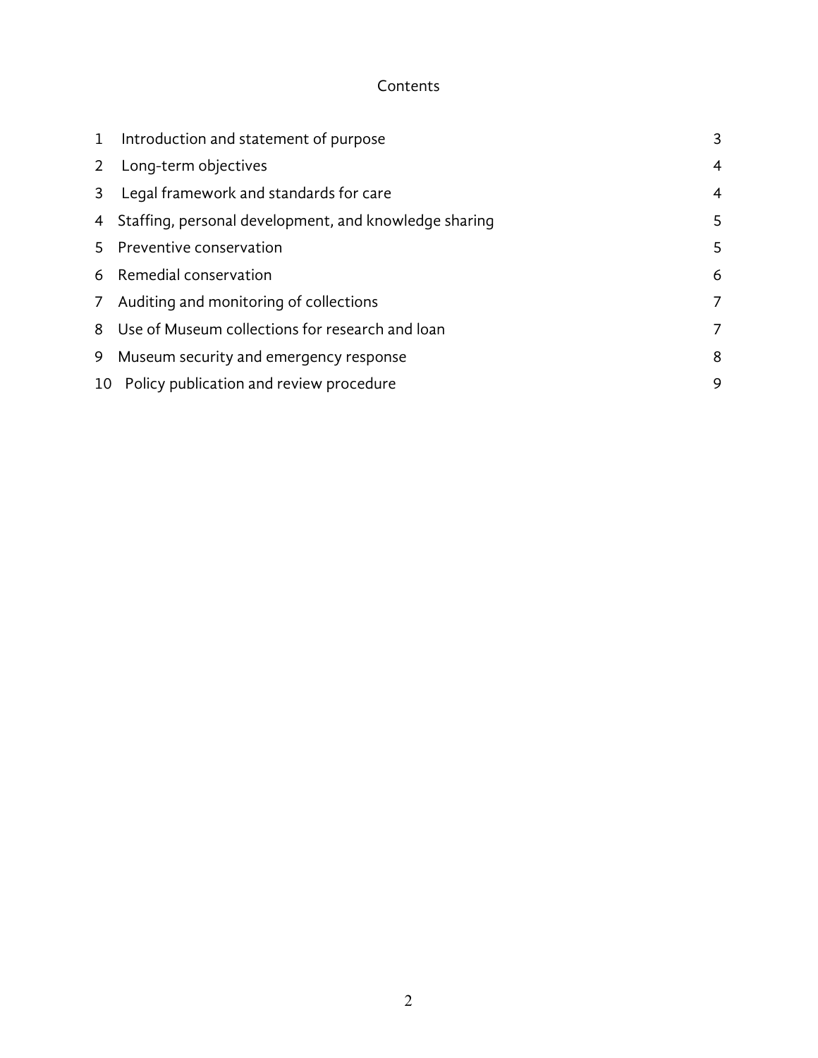# Contents

| | | |
|---|---|---|
| 1 | Introduction and statement of purpose | 3 |
| 2 | Long-term objectives | 4 |
| 3 | Legal framework and standards for care | 4 |
| 4 | Staffing, personal development, and knowledge sharing | 5 |
| 5 | Preventive conservation | 5 |
| 6 | Remedial conservation | 6 |
| 7 | Auditing and monitoring of collections | 7 |
| 8 | Use of Museum collections for research and loan | 7 |
| 9 | Museum security and emergency response | 8 |
| 10 | Policy publication and review procedure | 9 |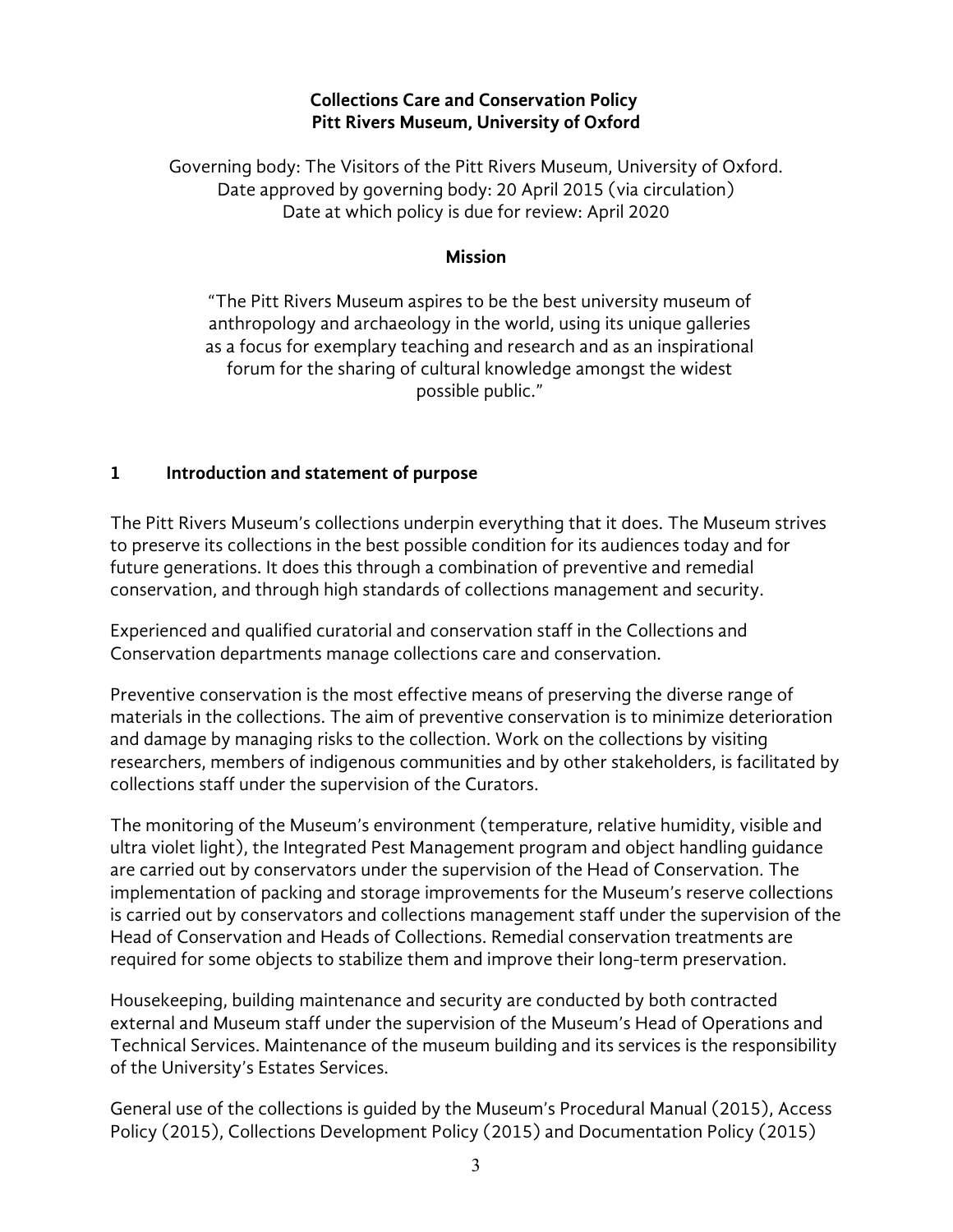# Collections Care and Conservation Policy
# Pitt Rivers Museum, University of Oxford

Governing body: The Visitors of the Pitt Rivers Museum, University of Oxford.
Date approved by governing body: 20 April 2015 (via circulation)
Date at which policy is due for review: April 2020

**Mission**

"The Pitt Rivers Museum aspires to be the best university museum of anthropology and archaeology in the world, using its unique galleries as a focus for exemplary teaching and research and as an inspirational forum for the sharing of cultural knowledge amongst the widest possible public."

## 1 Introduction and statement of purpose

The Pitt Rivers Museum's collections underpin everything that it does. The Museum strives to preserve its collections in the best possible condition for its audiences today and for future generations. It does this through a combination of preventive and remedial conservation, and through high standards of collections management and security.

Experienced and qualified curatorial and conservation staff in the Collections and Conservation departments manage collections care and conservation.

Preventive conservation is the most effective means of preserving the diverse range of materials in the collections. The aim of preventive conservation is to minimize deterioration and damage by managing risks to the collection. Work on the collections by visiting researchers, members of indigenous communities and by other stakeholders, is facilitated by collections staff under the supervision of the Curators.

The monitoring of the Museum's environment (temperature, relative humidity, visible and ultra violet light), the Integrated Pest Management program and object handling guidance are carried out by conservators under the supervision of the Head of Conservation. The implementation of packing and storage improvements for the Museum's reserve collections is carried out by conservators and collections management staff under the supervision of the Head of Conservation and Heads of Collections. Remedial conservation treatments are required for some objects to stabilize them and improve their long-term preservation.

Housekeeping, building maintenance and security are conducted by both contracted external and Museum staff under the supervision of the Museum's Head of Operations and Technical Services. Maintenance of the museum building and its services is the responsibility of the University's Estates Services.

General use of the collections is guided by the Museum's Procedural Manual (2015), Access Policy (2015), Collections Development Policy (2015) and Documentation Policy (2015)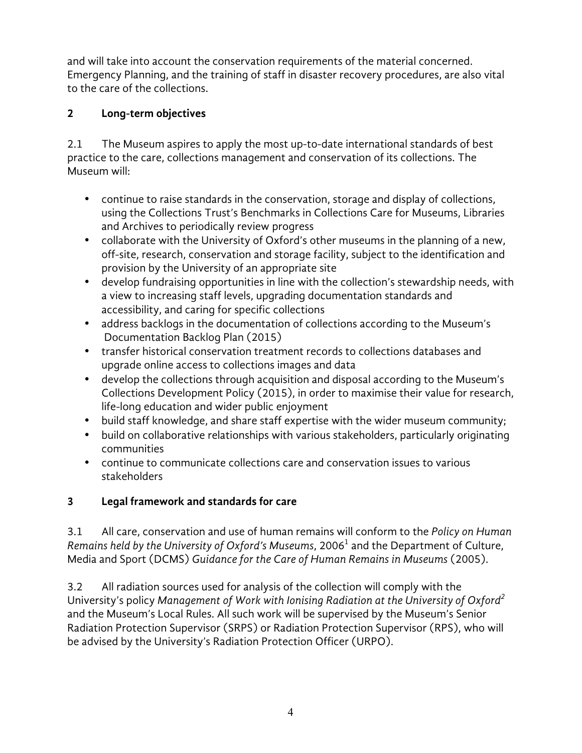and will take into account the conservation requirements of the material concerned. Emergency Planning, and the training of staff in disaster recovery procedures, are also vital to the care of the collections.

## 2 Long-term objectives

2.1 The Museum aspires to apply the most up-to-date international standards of best practice to the care, collections management and conservation of its collections. The Museum will:

- continue to raise standards in the conservation, storage and display of collections, using the Collections Trust's Benchmarks in Collections Care for Museums, Libraries and Archives to periodically review progress
- collaborate with the University of Oxford's other museums in the planning of a new, off-site, research, conservation and storage facility, subject to the identification and provision by the University of an appropriate site
- develop fundraising opportunities in line with the collection's stewardship needs, with a view to increasing staff levels, upgrading documentation standards and accessibility, and caring for specific collections
- address backlogs in the documentation of collections according to the Museum's Documentation Backlog Plan (2015)
- transfer historical conservation treatment records to collections databases and upgrade online access to collections images and data
- develop the collections through acquisition and disposal according to the Museum's Collections Development Policy (2015), in order to maximise their value for research, life-long education and wider public enjoyment
- build staff knowledge, and share staff expertise with the wider museum community;
- build on collaborative relationships with various stakeholders, particularly originating communities
- continue to communicate collections care and conservation issues to various stakeholders

## 3 Legal framework and standards for care

3.1 All care, conservation and use of human remains will conform to the *Policy on Human Remains held by the University of Oxford's Museums*, 2006[1] and the Department of Culture, Media and Sport (DCMS) *Guidance for the Care of Human Remains in Museums* (2005).

3.2 All radiation sources used for analysis of the collection will comply with the University's policy *Management of Work with Ionising Radiation at the University of Oxford*[2] and the Museum's Local Rules. All such work will be supervised by the Museum's Senior Radiation Protection Supervisor (SRPS) or Radiation Protection Supervisor (RPS), who will be advised by the University's Radiation Protection Officer (URPO).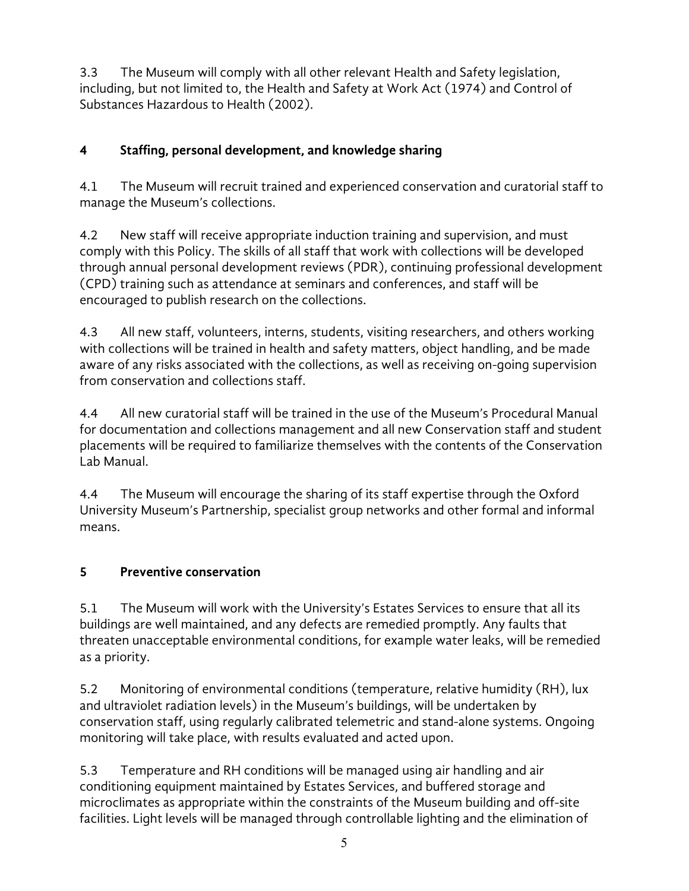3.3 The Museum will comply with all other relevant Health and Safety legislation, including, but not limited to, the Health and Safety at Work Act (1974) and Control of Substances Hazardous to Health (2002).

## 4 Staffing, personal development, and knowledge sharing

4.1 The Museum will recruit trained and experienced conservation and curatorial staff to manage the Museum's collections.

4.2 New staff will receive appropriate induction training and supervision, and must comply with this Policy. The skills of all staff that work with collections will be developed through annual personal development reviews (PDR), continuing professional development (CPD) training such as attendance at seminars and conferences, and staff will be encouraged to publish research on the collections.

4.3 All new staff, volunteers, interns, students, visiting researchers, and others working with collections will be trained in health and safety matters, object handling, and be made aware of any risks associated with the collections, as well as receiving on-going supervision from conservation and collections staff.

4.4 All new curatorial staff will be trained in the use of the Museum's Procedural Manual for documentation and collections management and all new Conservation staff and student placements will be required to familiarize themselves with the contents of the Conservation Lab Manual.

4.4 The Museum will encourage the sharing of its staff expertise through the Oxford University Museum's Partnership, specialist group networks and other formal and informal means.

## 5 Preventive conservation

5.1 The Museum will work with the University's Estates Services to ensure that all its buildings are well maintained, and any defects are remedied promptly. Any faults that threaten unacceptable environmental conditions, for example water leaks, will be remedied as a priority.

5.2 Monitoring of environmental conditions (temperature, relative humidity (RH), lux and ultraviolet radiation levels) in the Museum's buildings, will be undertaken by conservation staff, using regularly calibrated telemetric and stand-alone systems. Ongoing monitoring will take place, with results evaluated and acted upon.

5.3 Temperature and RH conditions will be managed using air handling and air conditioning equipment maintained by Estates Services, and buffered storage and microclimates as appropriate within the constraints of the Museum building and off-site facilities. Light levels will be managed through controllable lighting and the elimination of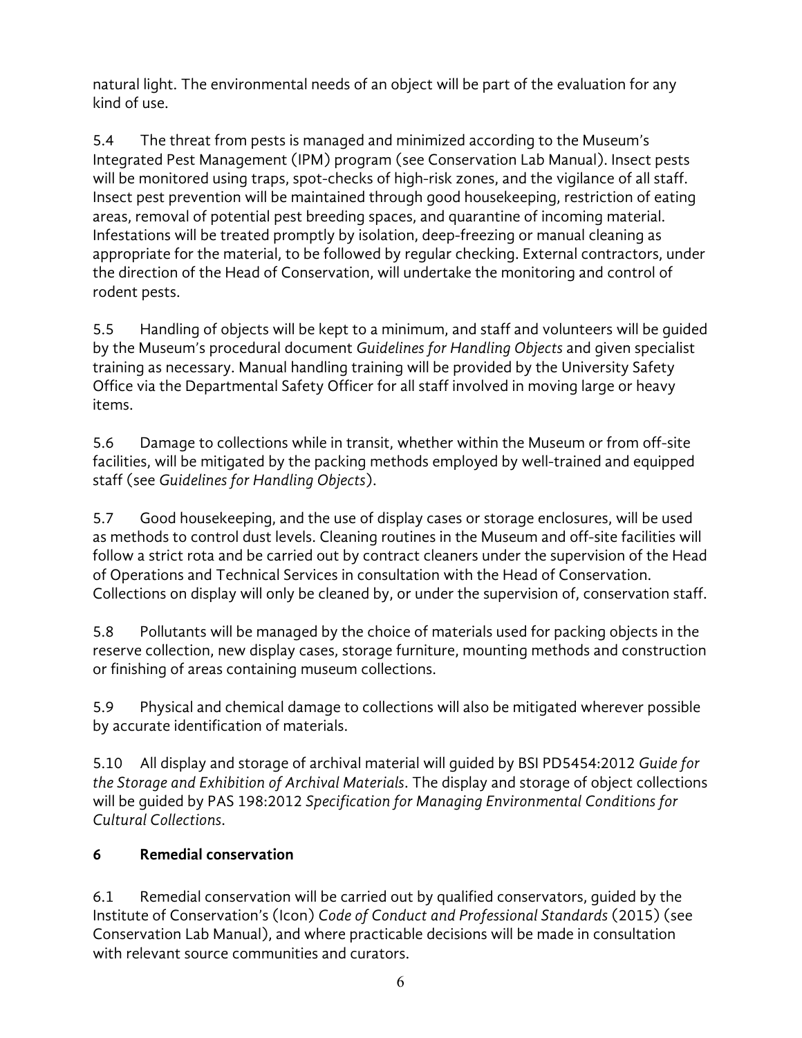natural light. The environmental needs of an object will be part of the evaluation for any kind of use.

5.4 The threat from pests is managed and minimized according to the Museum's Integrated Pest Management (IPM) program (see Conservation Lab Manual). Insect pests will be monitored using traps, spot-checks of high-risk zones, and the vigilance of all staff. Insect pest prevention will be maintained through good housekeeping, restriction of eating areas, removal of potential pest breeding spaces, and quarantine of incoming material. Infestations will be treated promptly by isolation, deep-freezing or manual cleaning as appropriate for the material, to be followed by regular checking. External contractors, under the direction of the Head of Conservation, will undertake the monitoring and control of rodent pests.

5.5 Handling of objects will be kept to a minimum, and staff and volunteers will be guided by the Museum's procedural document *Guidelines for Handling Objects* and given specialist training as necessary. Manual handling training will be provided by the University Safety Office via the Departmental Safety Officer for all staff involved in moving large or heavy items.

5.6 Damage to collections while in transit, whether within the Museum or from off-site facilities, will be mitigated by the packing methods employed by well-trained and equipped staff (see *Guidelines for Handling Objects*).

5.7 Good housekeeping, and the use of display cases or storage enclosures, will be used as methods to control dust levels. Cleaning routines in the Museum and off-site facilities will follow a strict rota and be carried out by contract cleaners under the supervision of the Head of Operations and Technical Services in consultation with the Head of Conservation. Collections on display will only be cleaned by, or under the supervision of, conservation staff.

5.8 Pollutants will be managed by the choice of materials used for packing objects in the reserve collection, new display cases, storage furniture, mounting methods and construction or finishing of areas containing museum collections.

5.9 Physical and chemical damage to collections will also be mitigated wherever possible by accurate identification of materials.

5.10 All display and storage of archival material will guided by BSI PD5454:2012 *Guide for the Storage and Exhibition of Archival Materials*. The display and storage of object collections will be guided by PAS 198:2012 *Specification for Managing Environmental Conditions for Cultural Collections*.

## 6 Remedial conservation

6.1 Remedial conservation will be carried out by qualified conservators, guided by the Institute of Conservation's (Icon) *Code of Conduct and Professional Standards* (2015) (see Conservation Lab Manual), and where practicable decisions will be made in consultation with relevant source communities and curators.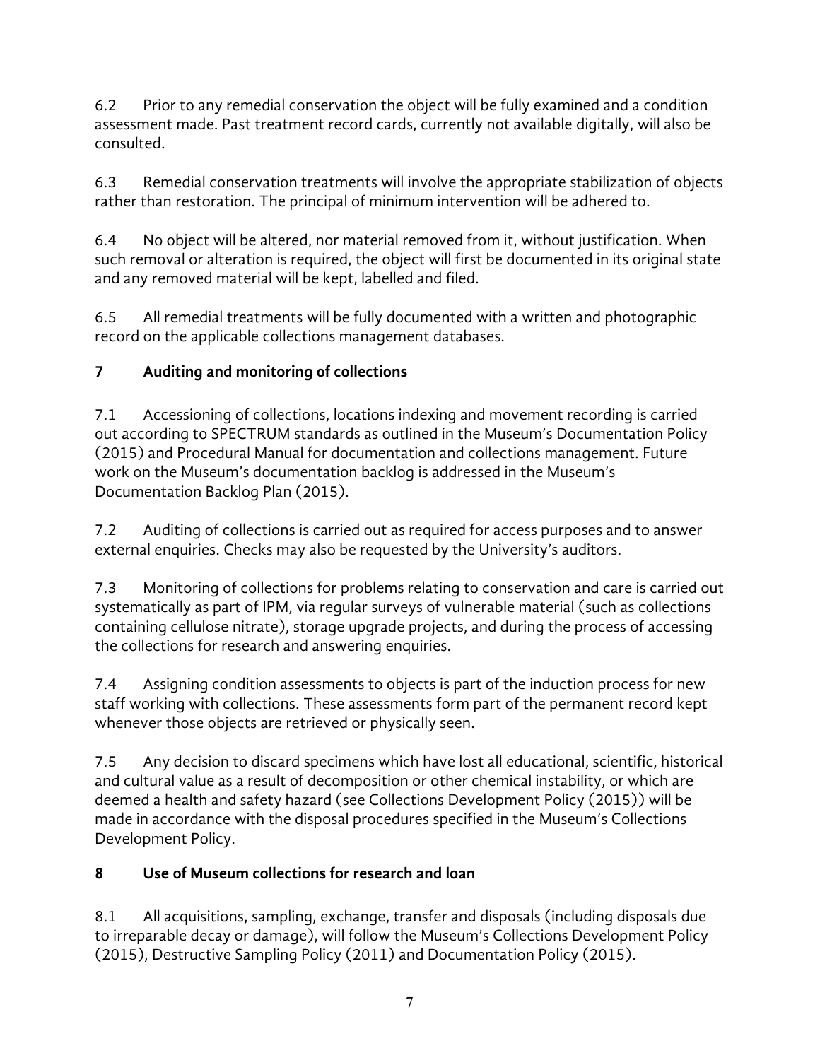6.2 Prior to any remedial conservation the object will be fully examined and a condition assessment made. Past treatment record cards, currently not available digitally, will also be consulted.

6.3 Remedial conservation treatments will involve the appropriate stabilization of objects rather than restoration. The principal of minimum intervention will be adhered to.

6.4 No object will be altered, nor material removed from it, without justification. When such removal or alteration is required, the object will first be documented in its original state and any removed material will be kept, labelled and filed.

6.5 All remedial treatments will be fully documented with a written and photographic record on the applicable collections management databases.

## 7 Auditing and monitoring of collections

7.1 Accessioning of collections, locations indexing and movement recording is carried out according to SPECTRUM standards as outlined in the Museum's Documentation Policy (2015) and Procedural Manual for documentation and collections management. Future work on the Museum's documentation backlog is addressed in the Museum's Documentation Backlog Plan (2015).

7.2 Auditing of collections is carried out as required for access purposes and to answer external enquiries. Checks may also be requested by the University's auditors.

7.3 Monitoring of collections for problems relating to conservation and care is carried out systematically as part of IPM, via regular surveys of vulnerable material (such as collections containing cellulose nitrate), storage upgrade projects, and during the process of accessing the collections for research and answering enquiries.

7.4 Assigning condition assessments to objects is part of the induction process for new staff working with collections. These assessments form part of the permanent record kept whenever those objects are retrieved or physically seen.

7.5 Any decision to discard specimens which have lost all educational, scientific, historical and cultural value as a result of decomposition or other chemical instability, or which are deemed a health and safety hazard (see Collections Development Policy (2015)) will be made in accordance with the disposal procedures specified in the Museum's Collections Development Policy.

## 8 Use of Museum collections for research and loan

8.1 All acquisitions, sampling, exchange, transfer and disposals (including disposals due to irreparable decay or damage), will follow the Museum's Collections Development Policy (2015), Destructive Sampling Policy (2011) and Documentation Policy (2015).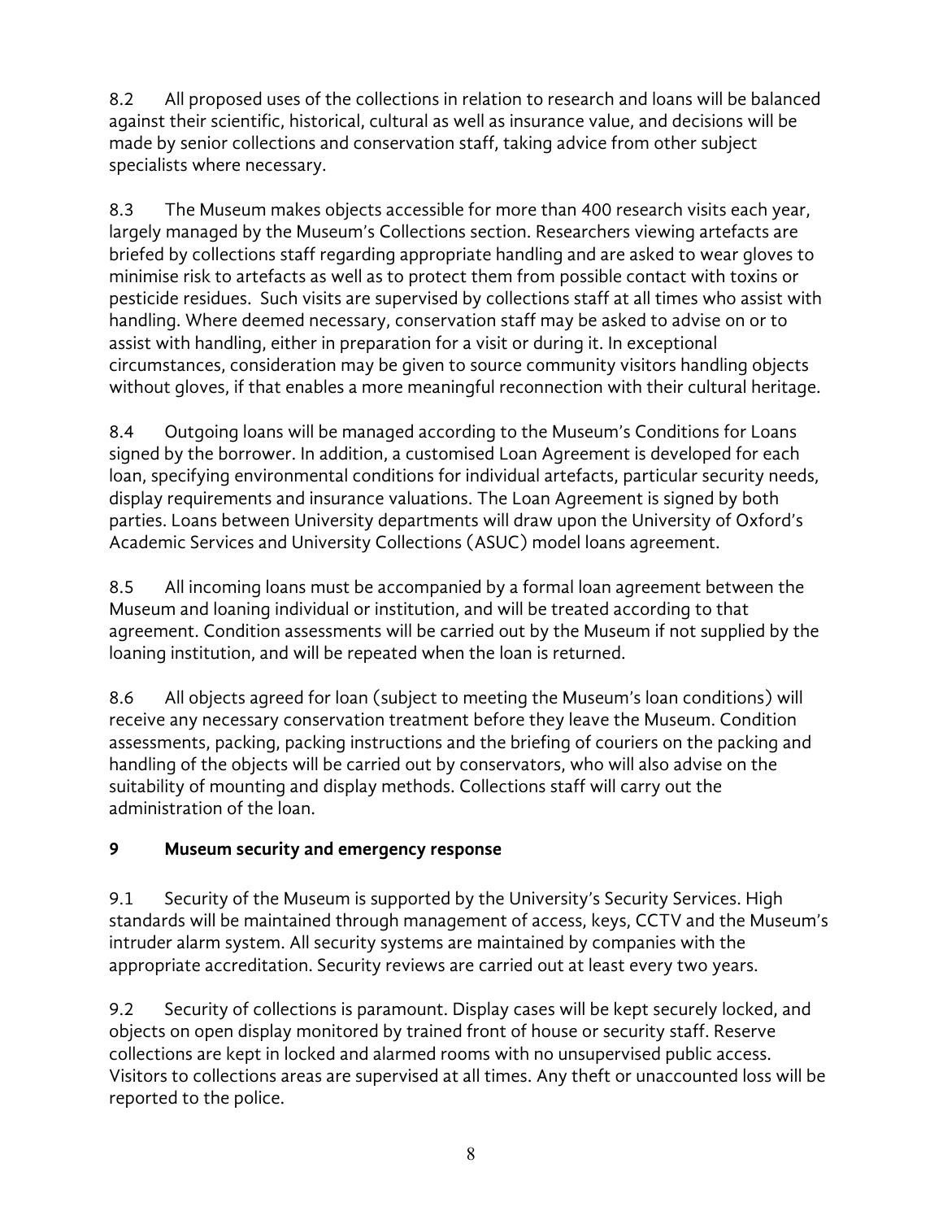8.2 All proposed uses of the collections in relation to research and loans will be balanced against their scientific, historical, cultural as well as insurance value, and decisions will be made by senior collections and conservation staff, taking advice from other subject specialists where necessary.

8.3 The Museum makes objects accessible for more than 400 research visits each year, largely managed by the Museum's Collections section. Researchers viewing artefacts are briefed by collections staff regarding appropriate handling and are asked to wear gloves to minimise risk to artefacts as well as to protect them from possible contact with toxins or pesticide residues. Such visits are supervised by collections staff at all times who assist with handling. Where deemed necessary, conservation staff may be asked to advise on or to assist with handling, either in preparation for a visit or during it. In exceptional circumstances, consideration may be given to source community visitors handling objects without gloves, if that enables a more meaningful reconnection with their cultural heritage.

8.4 Outgoing loans will be managed according to the Museum's Conditions for Loans signed by the borrower. In addition, a customised Loan Agreement is developed for each loan, specifying environmental conditions for individual artefacts, particular security needs, display requirements and insurance valuations. The Loan Agreement is signed by both parties. Loans between University departments will draw upon the University of Oxford's Academic Services and University Collections (ASUC) model loans agreement.

8.5 All incoming loans must be accompanied by a formal loan agreement between the Museum and loaning individual or institution, and will be treated according to that agreement. Condition assessments will be carried out by the Museum if not supplied by the loaning institution, and will be repeated when the loan is returned.

8.6 All objects agreed for loan (subject to meeting the Museum's loan conditions) will receive any necessary conservation treatment before they leave the Museum. Condition assessments, packing, packing instructions and the briefing of couriers on the packing and handling of the objects will be carried out by conservators, who will also advise on the suitability of mounting and display methods. Collections staff will carry out the administration of the loan.

## 9 Museum security and emergency response

9.1 Security of the Museum is supported by the University's Security Services. High standards will be maintained through management of access, keys, CCTV and the Museum's intruder alarm system. All security systems are maintained by companies with the appropriate accreditation. Security reviews are carried out at least every two years.

9.2 Security of collections is paramount. Display cases will be kept securely locked, and objects on open display monitored by trained front of house or security staff. Reserve collections are kept in locked and alarmed rooms with no unsupervised public access. Visitors to collections areas are supervised at all times. Any theft or unaccounted loss will be reported to the police.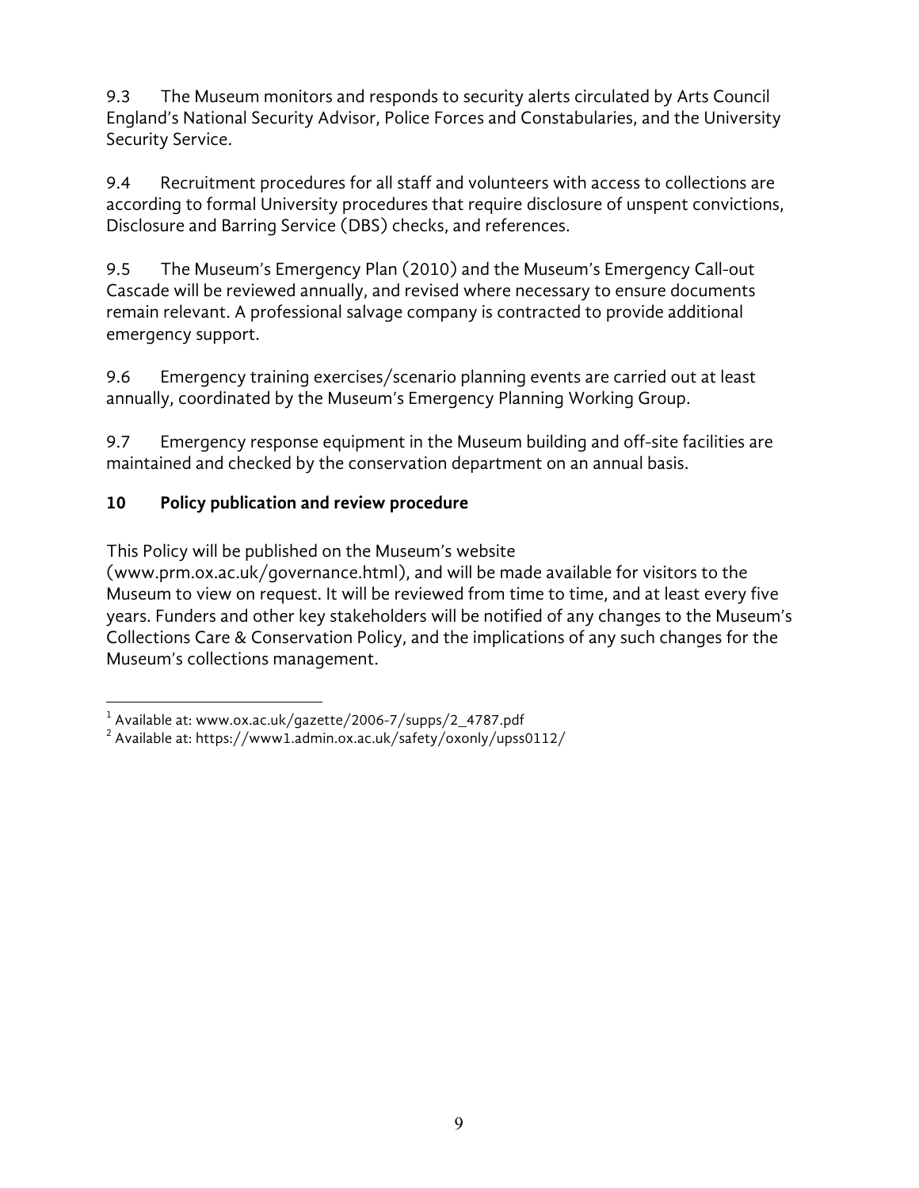9.3 The Museum monitors and responds to security alerts circulated by Arts Council England's National Security Advisor, Police Forces and Constabularies, and the University Security Service.

9.4 Recruitment procedures for all staff and volunteers with access to collections are according to formal University procedures that require disclosure of unspent convictions, Disclosure and Barring Service (DBS) checks, and references.

9.5 The Museum's Emergency Plan (2010) and the Museum's Emergency Call-out Cascade will be reviewed annually, and revised where necessary to ensure documents remain relevant. A professional salvage company is contracted to provide additional emergency support.

9.6 Emergency training exercises/scenario planning events are carried out at least annually, coordinated by the Museum's Emergency Planning Working Group.

9.7 Emergency response equipment in the Museum building and off-site facilities are maintained and checked by the conservation department on an annual basis.

## 10 Policy publication and review procedure

This Policy will be published on the Museum's website (www.prm.ox.ac.uk/governance.html), and will be made available for visitors to the Museum to view on request. It will be reviewed from time to time, and at least every five years. Funders and other key stakeholders will be notified of any changes to the Museum's Collections Care & Conservation Policy, and the implications of any such changes for the Museum's collections management.

---

[1] Available at: www.ox.ac.uk/gazette/2006-7/supps/2_4787.pdf

[2] Available at: https://www1.admin.ox.ac.uk/safety/oxonly/upss0112/